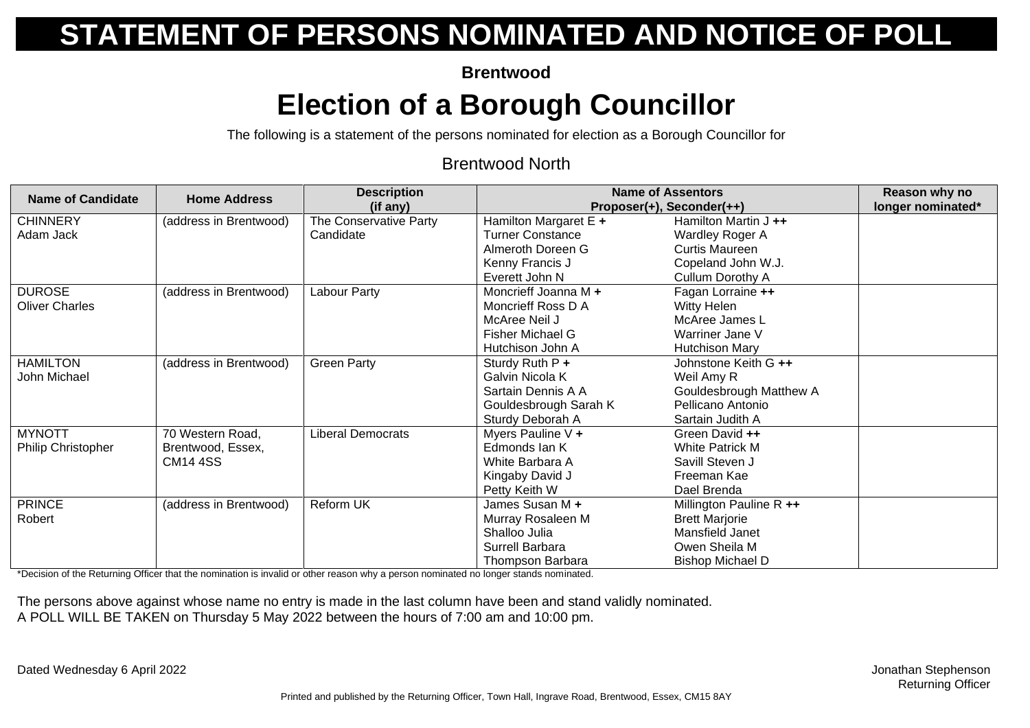# STATEMENT OF PERSONS NOMINATED AND NOTICE OF POLL

**Brentwood**

## Election of a Borough Councillor

The following is a statement of the persons nominated for election as a Borough Councillor for

Brentwood North

| Name of Candidate | Home Address | Description (if any) | Name of Assentors Proposer(+), Seconder(++) | | Reason why no longer nominated* |
|---|---|---|---|---|---|
| CHINNERY Adam Jack | (address in Brentwood) | The Conservative Party Candidate | Hamilton Margaret E **+**<br>Turner Constance<br>Almeroth Doreen G<br>Kenny Francis J<br>Everett John N | Hamilton Martin J **++**<br>Wardley Roger A<br>Curtis Maureen<br>Copeland John W.J.<br>Cullum Dorothy A | |
| DUROSE Oliver Charles | (address in Brentwood) | Labour Party | Moncrieff Joanna M **+**<br>Moncrieff Ross D A<br>McAree Neil J<br>Fisher Michael G<br>Hutchison John A | Fagan Lorraine **++**<br>Witty Helen<br>McAree James L<br>Warriner Jane V<br>Hutchison Mary | |
| HAMILTON John Michael | (address in Brentwood) | Green Party | Sturdy Ruth P **+**<br>Galvin Nicola K<br>Sartain Dennis A A<br>Gouldesbrough Sarah K<br>Sturdy Deborah A | Johnstone Keith G **++**<br>Weil Amy R<br>Gouldesbrough Matthew A<br>Pellicano Antonio<br>Sartain Judith A | |
| MYNOTT Philip Christopher | 70 Western Road, Brentwood, Essex, CM14 4SS | Liberal Democrats | Myers Pauline V **+**<br>Edmonds Ian K<br>White Barbara A<br>Kingaby David J<br>Petty Keith W | Green David **++**<br>White Patrick M<br>Savill Steven J<br>Freeman Kae<br>Dael Brenda | |
| PRINCE Robert | (address in Brentwood) | Reform UK | James Susan M **+**<br>Murray Rosaleen M<br>Shalloo Julia<br>Surrell Barbara<br>Thompson Barbara | Millington Pauline R **++**<br>Brett Marjorie<br>Mansfield Janet<br>Owen Sheila M<br>Bishop Michael D | |

*Decision of the Returning Officer that the nomination is invalid or other reason why a person nominated no longer stands nominated.

The persons above against whose name no entry is made in the last column have been and stand validly nominated.
A POLL WILL BE TAKEN on Thursday 5 May 2022 between the hours of 7:00 am and 10:00 pm.

Dated Wednesday 6 April 2022

Jonathan Stephenson
Returning Officer

Printed and published by the Returning Officer, Town Hall, Ingrave Road, Brentwood, Essex, CM15 8AY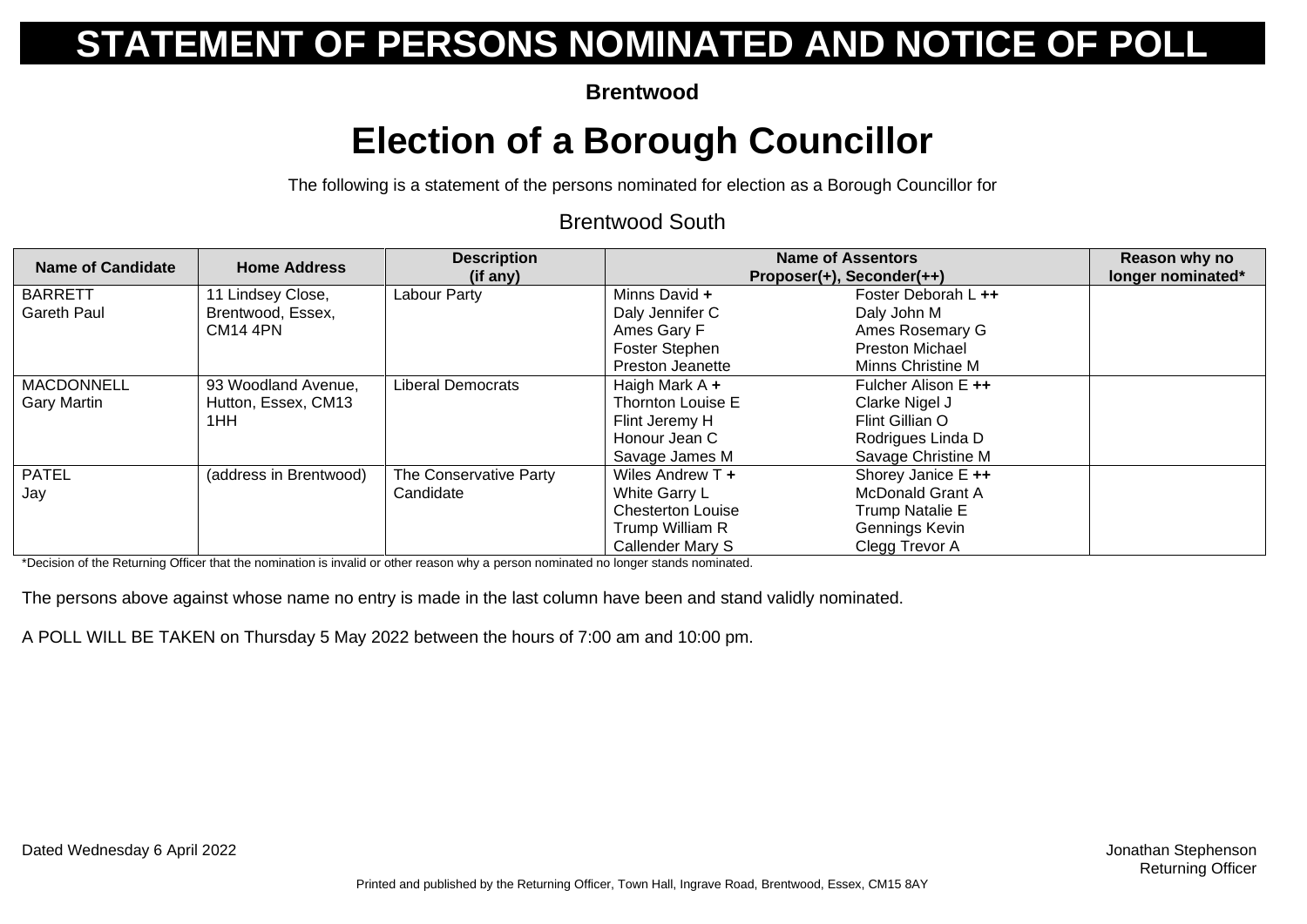# STATEMENT OF PERSONS NOMINATED AND NOTICE OF POLL

**Brentwood**

## Election of a Borough Councillor

The following is a statement of the persons nominated for election as a Borough Councillor for

Brentwood South

| Name of Candidate | Home Address | Description (if any) | Name of Assentors Proposer(+), Seconder(++) | | Reason why no longer nominated* |
|---|---|---|---|---|---|
| BARRETT Gareth Paul | 11 Lindsey Close, Brentwood, Essex, CM14 4PN | Labour Party | Minns David **+**<br>Daly Jennifer C<br>Ames Gary F<br>Foster Stephen<br>Preston Jeanette | Foster Deborah L **++**<br>Daly John M<br>Ames Rosemary G<br>Preston Michael<br>Minns Christine M | |
| MACDONNELL Gary Martin | 93 Woodland Avenue, Hutton, Essex, CM13 1HH | Liberal Democrats | Haigh Mark A **+**<br>Thornton Louise E<br>Flint Jeremy H<br>Honour Jean C<br>Savage James M | Fulcher Alison E **++**<br>Clarke Nigel J<br>Flint Gillian O<br>Rodrigues Linda D<br>Savage Christine M | |
| PATEL Jay | (address in Brentwood) | The Conservative Party Candidate | Wiles Andrew T **+**<br>White Garry L<br>Chesterton Louise<br>Trump William R<br>Callender Mary S | Shorey Janice E **++**<br>McDonald Grant A<br>Trump Natalie E<br>Gennings Kevin<br>Clegg Trevor A | |

*Decision of the Returning Officer that the nomination is invalid or other reason why a person nominated no longer stands nominated.

The persons above against whose name no entry is made in the last column have been and stand validly nominated.

A POLL WILL BE TAKEN on Thursday 5 May 2022 between the hours of 7:00 am and 10:00 pm.

Dated Wednesday 6 April 2022

Jonathan Stephenson
Returning Officer

Printed and published by the Returning Officer, Town Hall, Ingrave Road, Brentwood, Essex, CM15 8AY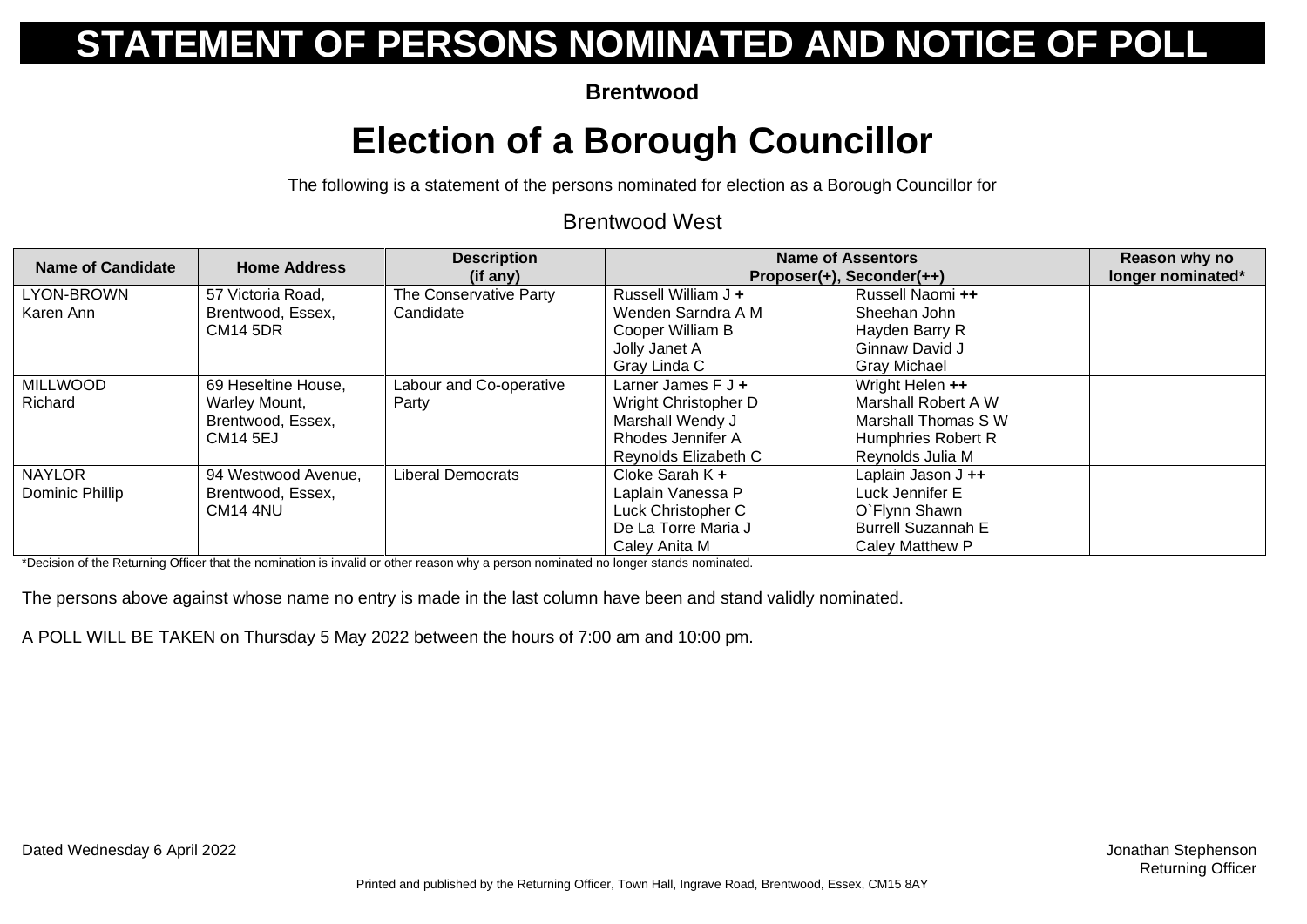# STATEMENT OF PERSONS NOMINATED AND NOTICE OF POLL

**Brentwood**

## Election of a Borough Councillor

The following is a statement of the persons nominated for election as a Borough Councillor for

Brentwood West

| Name of Candidate | Home Address | Description (if any) | Name of Assentors Proposer(+), Seconder(++) | | Reason why no longer nominated* |
|---|---|---|---|---|---|
| LYON-BROWN Karen Ann | 57 Victoria Road, Brentwood, Essex, CM14 5DR | The Conservative Party Candidate | Russell William J **+**<br>Wenden Sarndra A M<br>Cooper William B<br>Jolly Janet A<br>Gray Linda C | Russell Naomi **++**<br>Sheehan John<br>Hayden Barry R<br>Ginnaw David J<br>Gray Michael | |
| MILLWOOD Richard | 69 Heseltine House, Warley Mount, Brentwood, Essex, CM14 5EJ | Labour and Co-operative Party | Larner James F J **+**<br>Wright Christopher D<br>Marshall Wendy J<br>Rhodes Jennifer A<br>Reynolds Elizabeth C | Wright Helen **++**<br>Marshall Robert A W<br>Marshall Thomas S W<br>Humphries Robert R<br>Reynolds Julia M | |
| NAYLOR Dominic Phillip | 94 Westwood Avenue, Brentwood, Essex, CM14 4NU | Liberal Democrats | Cloke Sarah K **+**<br>Laplain Vanessa P<br>Luck Christopher C<br>De La Torre Maria J<br>Caley Anita M | Laplain Jason J **++**<br>Luck Jennifer E<br>O`Flynn Shawn<br>Burrell Suzannah E<br>Caley Matthew P | |

*Decision of the Returning Officer that the nomination is invalid or other reason why a person nominated no longer stands nominated.

The persons above against whose name no entry is made in the last column have been and stand validly nominated.

A POLL WILL BE TAKEN on Thursday 5 May 2022 between the hours of 7:00 am and 10:00 pm.

Dated Wednesday 6 April 2022

Jonathan Stephenson
Returning Officer

Printed and published by the Returning Officer, Town Hall, Ingrave Road, Brentwood, Essex, CM15 8AY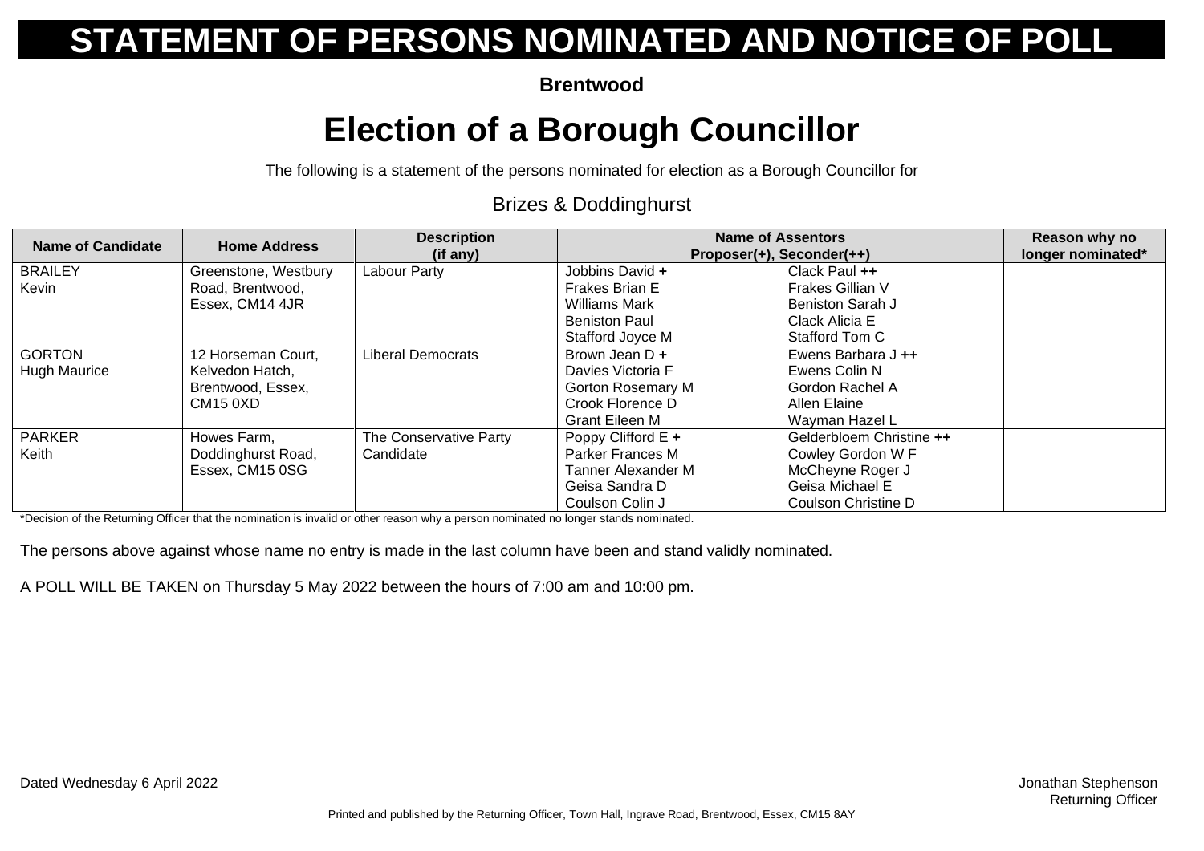# STATEMENT OF PERSONS NOMINATED AND NOTICE OF POLL

**Brentwood**

## Election of a Borough Councillor

The following is a statement of the persons nominated for election as a Borough Councillor for

Brizes & Doddinghurst

| Name of Candidate | Home Address | Description (if any) | Name of Assentors Proposer(+), Seconder(++) | | Reason why no longer nominated* |
|---|---|---|---|---|---|
| BRAILEY Kevin | Greenstone, Westbury Road, Brentwood, Essex, CM14 4JR | Labour Party | Jobbins David **+**<br>Frakes Brian E<br>Williams Mark<br>Beniston Paul<br>Stafford Joyce M | Clack Paul **++**<br>Frakes Gillian V<br>Beniston Sarah J<br>Clack Alicia E<br>Stafford Tom C | |
| GORTON Hugh Maurice | 12 Horseman Court, Kelvedon Hatch, Brentwood, Essex, CM15 0XD | Liberal Democrats | Brown Jean D **+**<br>Davies Victoria F<br>Gorton Rosemary M<br>Crook Florence D<br>Grant Eileen M | Ewens Barbara J **++**<br>Ewens Colin N<br>Gordon Rachel A<br>Allen Elaine<br>Wayman Hazel L | |
| PARKER Keith | Howes Farm, Doddinghurst Road, Essex, CM15 0SG | The Conservative Party Candidate | Poppy Clifford E **+**<br>Parker Frances M<br>Tanner Alexander M<br>Geisa Sandra D<br>Coulson Colin J | Gelderbloem Christine **++**<br>Cowley Gordon W F<br>McCheyne Roger J<br>Geisa Michael E<br>Coulson Christine D | |

*Decision of the Returning Officer that the nomination is invalid or other reason why a person nominated no longer stands nominated.

The persons above against whose name no entry is made in the last column have been and stand validly nominated.

A POLL WILL BE TAKEN on Thursday 5 May 2022 between the hours of 7:00 am and 10:00 pm.

Dated Wednesday 6 April 2022

Jonathan Stephenson
Returning Officer

Printed and published by the Returning Officer, Town Hall, Ingrave Road, Brentwood, Essex, CM15 8AY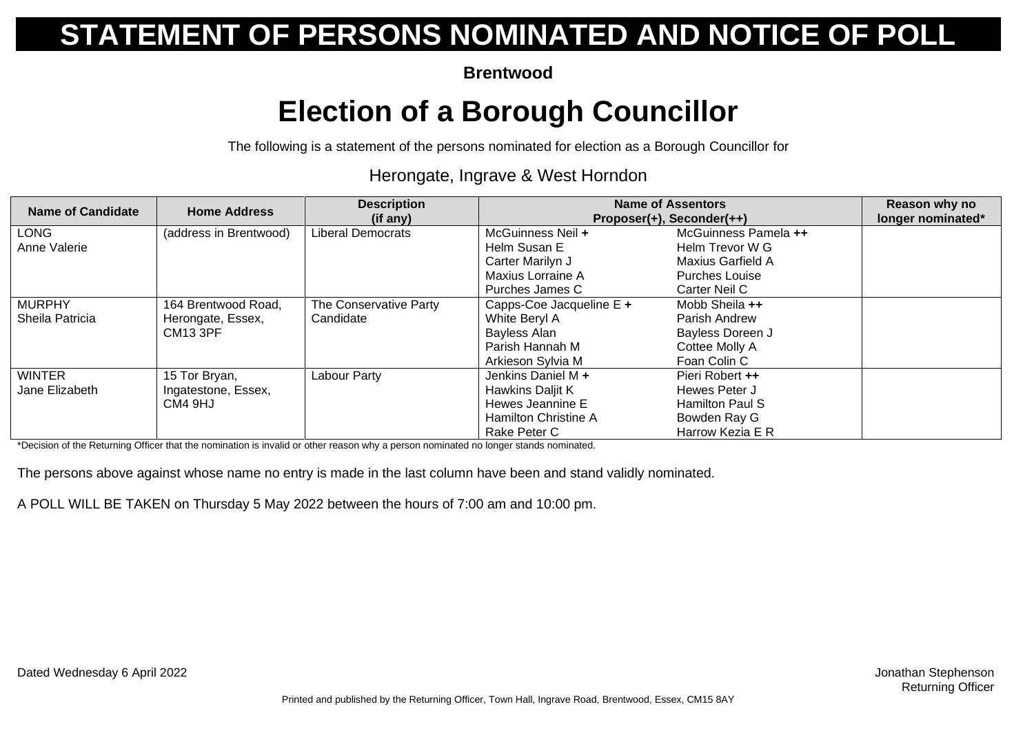# STATEMENT OF PERSONS NOMINATED AND NOTICE OF POLL

**Brentwood**

## Election of a Borough Councillor

The following is a statement of the persons nominated for election as a Borough Councillor for

Herongate, Ingrave & West Horndon

| Name of Candidate | Home Address | Description (if any) | Name of Assentors Proposer(+), Seconder(++) | | Reason why no longer nominated* |
|---|---|---|---|---|---|
| LONG Anne Valerie | (address in Brentwood) | Liberal Democrats | McGuinness Neil **+**<br>Helm Susan E<br>Carter Marilyn J<br>Maxius Lorraine A<br>Purches James C | McGuinness Pamela **++**<br>Helm Trevor W G<br>Maxius Garfield A<br>Purches Louise<br>Carter Neil C | |
| MURPHY Sheila Patricia | 164 Brentwood Road, Herongate, Essex, CM13 3PF | The Conservative Party Candidate | Capps-Coe Jacqueline E **+**<br>White Beryl A<br>Bayless Alan<br>Parish Hannah M<br>Arkieson Sylvia M | Mobb Sheila **++**<br>Parish Andrew<br>Bayless Doreen J<br>Cottee Molly A<br>Foan Colin C | |
| WINTER Jane Elizabeth | 15 Tor Bryan, Ingatestone, Essex, CM4 9HJ | Labour Party | Jenkins Daniel M **+**<br>Hawkins Daljit K<br>Hewes Jeannine E<br>Hamilton Christine A<br>Rake Peter C | Pieri Robert **++**<br>Hewes Peter J<br>Hamilton Paul S<br>Bowden Ray G<br>Harrow Kezia E R | |

*Decision of the Returning Officer that the nomination is invalid or other reason why a person nominated no longer stands nominated.

The persons above against whose name no entry is made in the last column have been and stand validly nominated.

A POLL WILL BE TAKEN on Thursday 5 May 2022 between the hours of 7:00 am and 10:00 pm.

Dated Wednesday 6 April 2022

Jonathan Stephenson
Returning Officer

Printed and published by the Returning Officer, Town Hall, Ingrave Road, Brentwood, Essex, CM15 8AY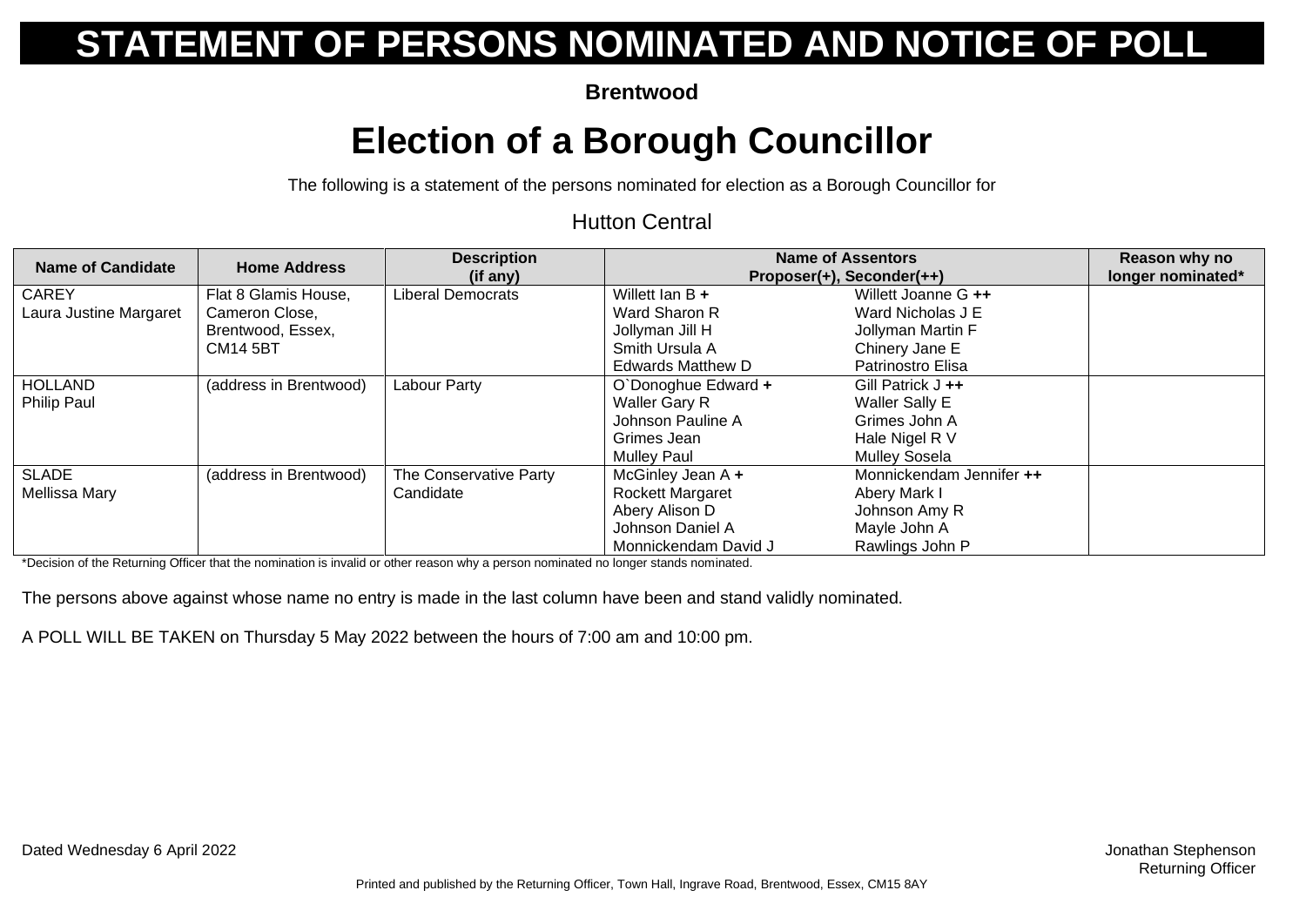# STATEMENT OF PERSONS NOMINATED AND NOTICE OF POLL

**Brentwood**

## Election of a Borough Councillor

The following is a statement of the persons nominated for election as a Borough Councillor for

Hutton Central

| Name of Candidate | Home Address | Description (if any) | Name of Assentors Proposer(+), Seconder(++) | | Reason why no longer nominated* |
|---|---|---|---|---|---|
| CAREY Laura Justine Margaret | Flat 8 Glamis House, Cameron Close, Brentwood, Essex, CM14 5BT | Liberal Democrats | Willett Ian B **+**<br>Ward Sharon R<br>Jollyman Jill H<br>Smith Ursula A<br>Edwards Matthew D | Willett Joanne G **++**<br>Ward Nicholas J E<br>Jollyman Martin F<br>Chinery Jane E<br>Patrinostro Elisa | |
| HOLLAND Philip Paul | (address in Brentwood) | Labour Party | O`Donoghue Edward **+**<br>Waller Gary R<br>Johnson Pauline A<br>Grimes Jean<br>Mulley Paul | Gill Patrick J **++**<br>Waller Sally E<br>Grimes John A<br>Hale Nigel R V<br>Mulley Sosela | |
| SLADE Mellissa Mary | (address in Brentwood) | The Conservative Party Candidate | McGinley Jean A **+**<br>Rockett Margaret<br>Abery Alison D<br>Johnson Daniel A<br>Monnickendam David J | Monnickendam Jennifer **++**<br>Abery Mark I<br>Johnson Amy R<br>Mayle John A<br>Rawlings John P | |

*Decision of the Returning Officer that the nomination is invalid or other reason why a person nominated no longer stands nominated.

The persons above against whose name no entry is made in the last column have been and stand validly nominated.

A POLL WILL BE TAKEN on Thursday 5 May 2022 between the hours of 7:00 am and 10:00 pm.

Dated Wednesday 6 April 2022

Jonathan Stephenson
Returning Officer

Printed and published by the Returning Officer, Town Hall, Ingrave Road, Brentwood, Essex, CM15 8AY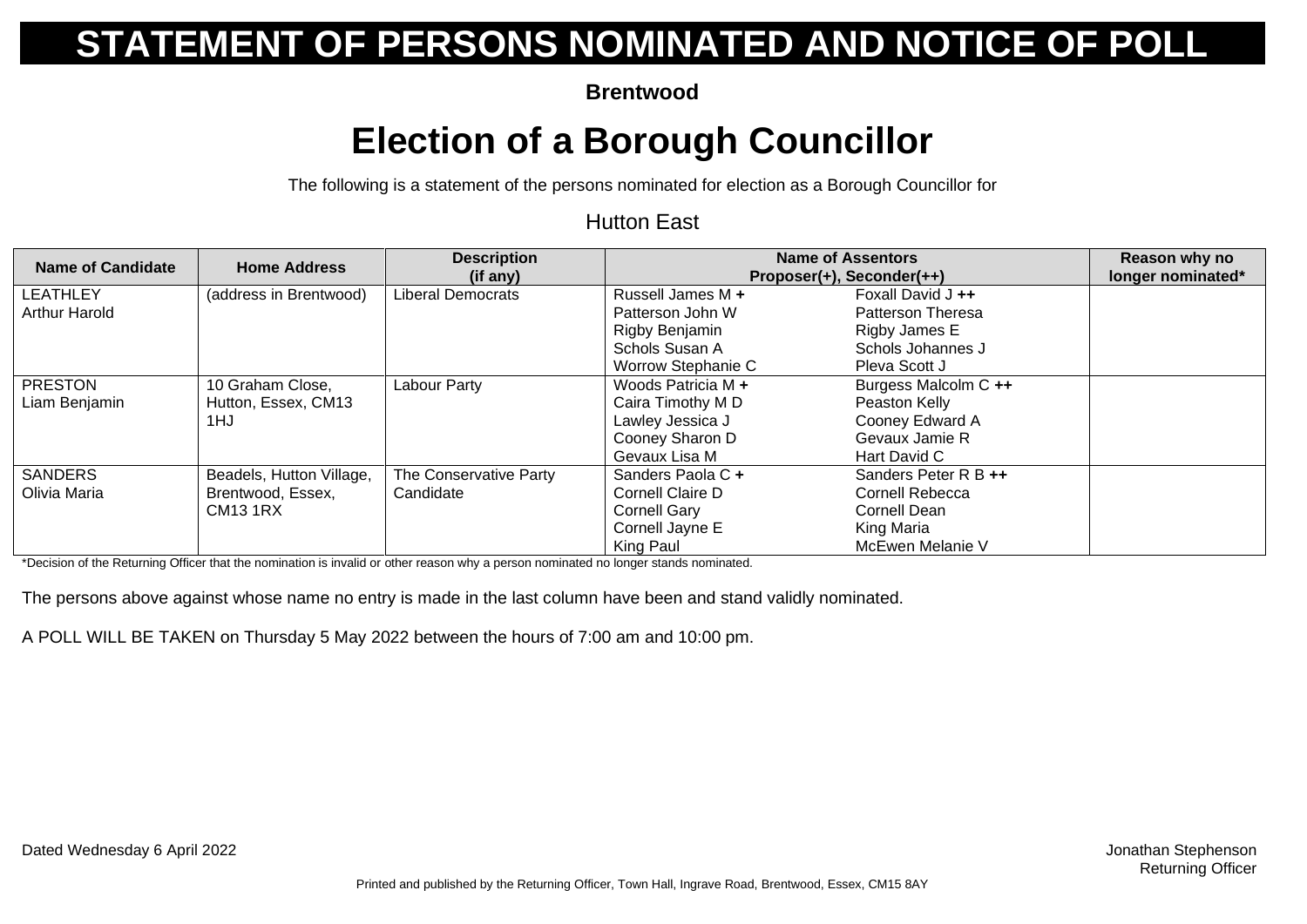# STATEMENT OF PERSONS NOMINATED AND NOTICE OF POLL

**Brentwood**

## Election of a Borough Councillor

The following is a statement of the persons nominated for election as a Borough Councillor for

Hutton East

| Name of Candidate | Home Address | Description (if any) | Name of Assentors Proposer(+), Seconder(++) | | Reason why no longer nominated* |
|---|---|---|---|---|---|
| LEATHLEY Arthur Harold | (address in Brentwood) | Liberal Democrats | Russell James M **+**<br>Patterson John W<br>Rigby Benjamin<br>Schols Susan A<br>Worrow Stephanie C | Foxall David J **++**<br>Patterson Theresa<br>Rigby James E<br>Schols Johannes J<br>Pleva Scott J | |
| PRESTON Liam Benjamin | 10 Graham Close, Hutton, Essex, CM13 1HJ | Labour Party | Woods Patricia M **+**<br>Caira Timothy M D<br>Lawley Jessica J<br>Cooney Sharon D<br>Gevaux Lisa M | Burgess Malcolm C **++**<br>Peaston Kelly<br>Cooney Edward A<br>Gevaux Jamie R<br>Hart David C | |
| SANDERS Olivia Maria | Beadels, Hutton Village, Brentwood, Essex, CM13 1RX | The Conservative Party Candidate | Sanders Paola C **+**<br>Cornell Claire D<br>Cornell Gary<br>Cornell Jayne E<br>King Paul | Sanders Peter R B **++**<br>Cornell Rebecca<br>Cornell Dean<br>King Maria<br>McEwen Melanie V | |

*Decision of the Returning Officer that the nomination is invalid or other reason why a person nominated no longer stands nominated.

The persons above against whose name no entry is made in the last column have been and stand validly nominated.

A POLL WILL BE TAKEN on Thursday 5 May 2022 between the hours of 7:00 am and 10:00 pm.

Dated Wednesday 6 April 2022

Jonathan Stephenson
Returning Officer

Printed and published by the Returning Officer, Town Hall, Ingrave Road, Brentwood, Essex, CM15 8AY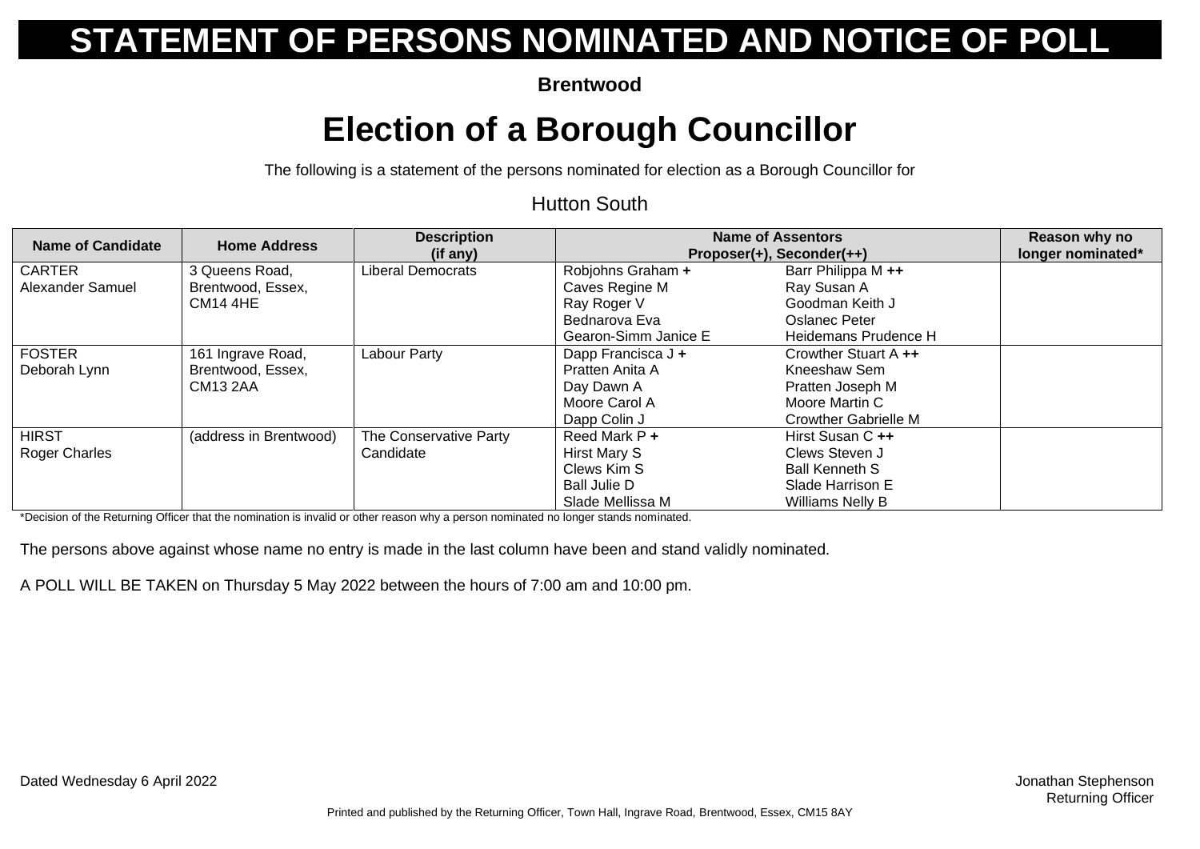# STATEMENT OF PERSONS NOMINATED AND NOTICE OF POLL

**Brentwood**

## Election of a Borough Councillor

The following is a statement of the persons nominated for election as a Borough Councillor for

Hutton South

| Name of Candidate | Home Address | Description (if any) | Name of Assentors Proposer(+), Seconder(++) | | Reason why no longer nominated* |
|---|---|---|---|---|---|
| CARTER Alexander Samuel | 3 Queens Road, Brentwood, Essex, CM14 4HE | Liberal Democrats | Robjohns Graham **+**<br>Caves Regine M<br>Ray Roger V<br>Bednarova Eva<br>Gearon-Simm Janice E | Barr Philippa M **++**<br>Ray Susan A<br>Goodman Keith J<br>Oslanec Peter<br>Heidemans Prudence H | |
| FOSTER Deborah Lynn | 161 Ingrave Road, Brentwood, Essex, CM13 2AA | Labour Party | Dapp Francisca J **+**<br>Pratten Anita A<br>Day Dawn A<br>Moore Carol A<br>Dapp Colin J | Crowther Stuart A **++**<br>Kneeshaw Sem<br>Pratten Joseph M<br>Moore Martin C<br>Crowther Gabrielle M | |
| HIRST Roger Charles | (address in Brentwood) | The Conservative Party Candidate | Reed Mark P **+**<br>Hirst Mary S<br>Clews Kim S<br>Ball Julie D<br>Slade Mellissa M | Hirst Susan C **++**<br>Clews Steven J<br>Ball Kenneth S<br>Slade Harrison E<br>Williams Nelly B | |

*Decision of the Returning Officer that the nomination is invalid or other reason why a person nominated no longer stands nominated.

The persons above against whose name no entry is made in the last column have been and stand validly nominated.

A POLL WILL BE TAKEN on Thursday 5 May 2022 between the hours of 7:00 am and 10:00 pm.

Dated Wednesday 6 April 2022

Jonathan Stephenson
Returning Officer

Printed and published by the Returning Officer, Town Hall, Ingrave Road, Brentwood, Essex, CM15 8AY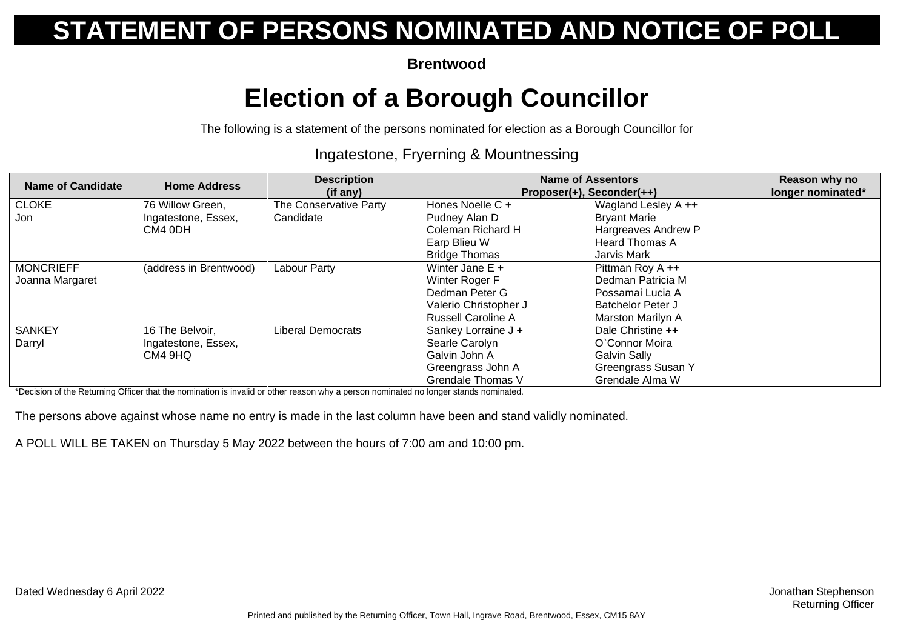# STATEMENT OF PERSONS NOMINATED AND NOTICE OF POLL

**Brentwood**

## Election of a Borough Councillor

The following is a statement of the persons nominated for election as a Borough Councillor for

Ingatestone, Fryerning & Mountnessing

| Name of Candidate | Home Address | Description (if any) | Name of Assentors Proposer(+), Seconder(++) | | Reason why no longer nominated* |
|---|---|---|---|---|---|
| CLOKE Jon | 76 Willow Green, Ingatestone, Essex, CM4 0DH | The Conservative Party Candidate | Hones Noelle C **+**<br>Pudney Alan D<br>Coleman Richard H<br>Earp Blieu W<br>Bridge Thomas | Wagland Lesley A **++**<br>Bryant Marie<br>Hargreaves Andrew P<br>Heard Thomas A<br>Jarvis Mark | |
| MONCRIEFF Joanna Margaret | (address in Brentwood) | Labour Party | Winter Jane E **+**<br>Winter Roger F<br>Dedman Peter G<br>Valerio Christopher J<br>Russell Caroline A | Pittman Roy A **++**<br>Dedman Patricia M<br>Possamai Lucia A<br>Batchelor Peter J<br>Marston Marilyn A | |
| SANKEY Darryl | 16 The Belvoir, Ingatestone, Essex, CM4 9HQ | Liberal Democrats | Sankey Lorraine J **+**<br>Searle Carolyn<br>Galvin John A<br>Greengrass John A<br>Grendale Thomas V | Dale Christine **++**<br>O`Connor Moira<br>Galvin Sally<br>Greengrass Susan Y<br>Grendale Alma W | |

*Decision of the Returning Officer that the nomination is invalid or other reason why a person nominated no longer stands nominated.

The persons above against whose name no entry is made in the last column have been and stand validly nominated.

A POLL WILL BE TAKEN on Thursday 5 May 2022 between the hours of 7:00 am and 10:00 pm.

Dated Wednesday 6 April 2022

Jonathan Stephenson
Returning Officer

Printed and published by the Returning Officer, Town Hall, Ingrave Road, Brentwood, Essex, CM15 8AY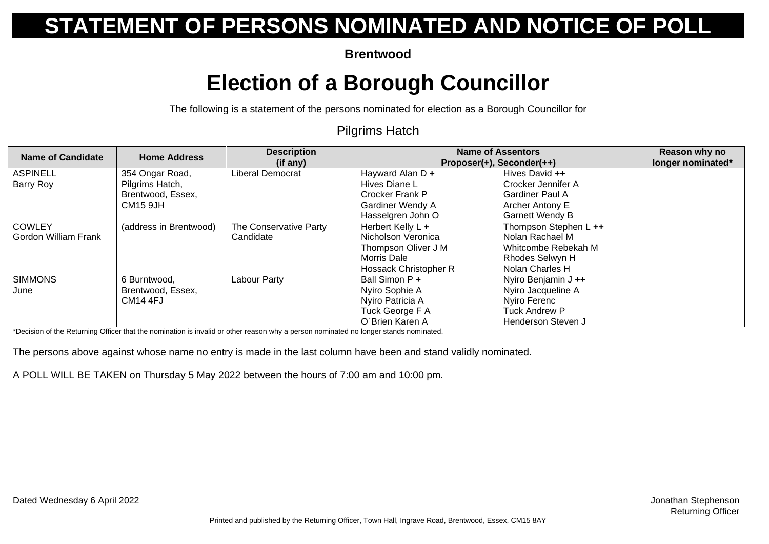# STATEMENT OF PERSONS NOMINATED AND NOTICE OF POLL

**Brentwood**

## Election of a Borough Councillor

The following is a statement of the persons nominated for election as a Borough Councillor for

Pilgrims Hatch

| Name of Candidate | Home Address | Description (if any) | Name of Assentors Proposer(+), Seconder(++) | | Reason why no longer nominated* |
|---|---|---|---|---|---|
| ASPINELL<br>Barry Roy | 354 Ongar Road,<br>Pilgrims Hatch,<br>Brentwood, Essex,<br>CM15 9JH | Liberal Democrat | Hayward Alan D **+**<br>Hives Diane L<br>Crocker Frank P<br>Gardiner Wendy A<br>Hasselgren John O | Hives David **++**<br>Crocker Jennifer A<br>Gardiner Paul A<br>Archer Antony E<br>Garnett Wendy B | |
| COWLEY<br>Gordon William Frank | (address in Brentwood) | The Conservative Party Candidate | Herbert Kelly L **+**<br>Nicholson Veronica<br>Thompson Oliver J M<br>Morris Dale<br>Hossack Christopher R | Thompson Stephen L **++**<br>Nolan Rachael M<br>Whitcombe Rebekah M<br>Rhodes Selwyn H<br>Nolan Charles H | |
| SIMMONS<br>June | 6 Burntwood,<br>Brentwood, Essex,<br>CM14 4FJ | Labour Party | Ball Simon P **+**<br>Nyiro Sophie A<br>Nyiro Patricia A<br>Tuck George F A<br>O`Brien Karen A | Nyiro Benjamin J **++**<br>Nyiro Jacqueline A<br>Nyiro Ferenc<br>Tuck Andrew P<br>Henderson Steven J | |

*Decision of the Returning Officer that the nomination is invalid or other reason why a person nominated no longer stands nominated.

The persons above against whose name no entry is made in the last column have been and stand validly nominated.

A POLL WILL BE TAKEN on Thursday 5 May 2022 between the hours of 7:00 am and 10:00 pm.

Dated Wednesday 6 April 2022

Jonathan Stephenson
Returning Officer

Printed and published by the Returning Officer, Town Hall, Ingrave Road, Brentwood, Essex, CM15 8AY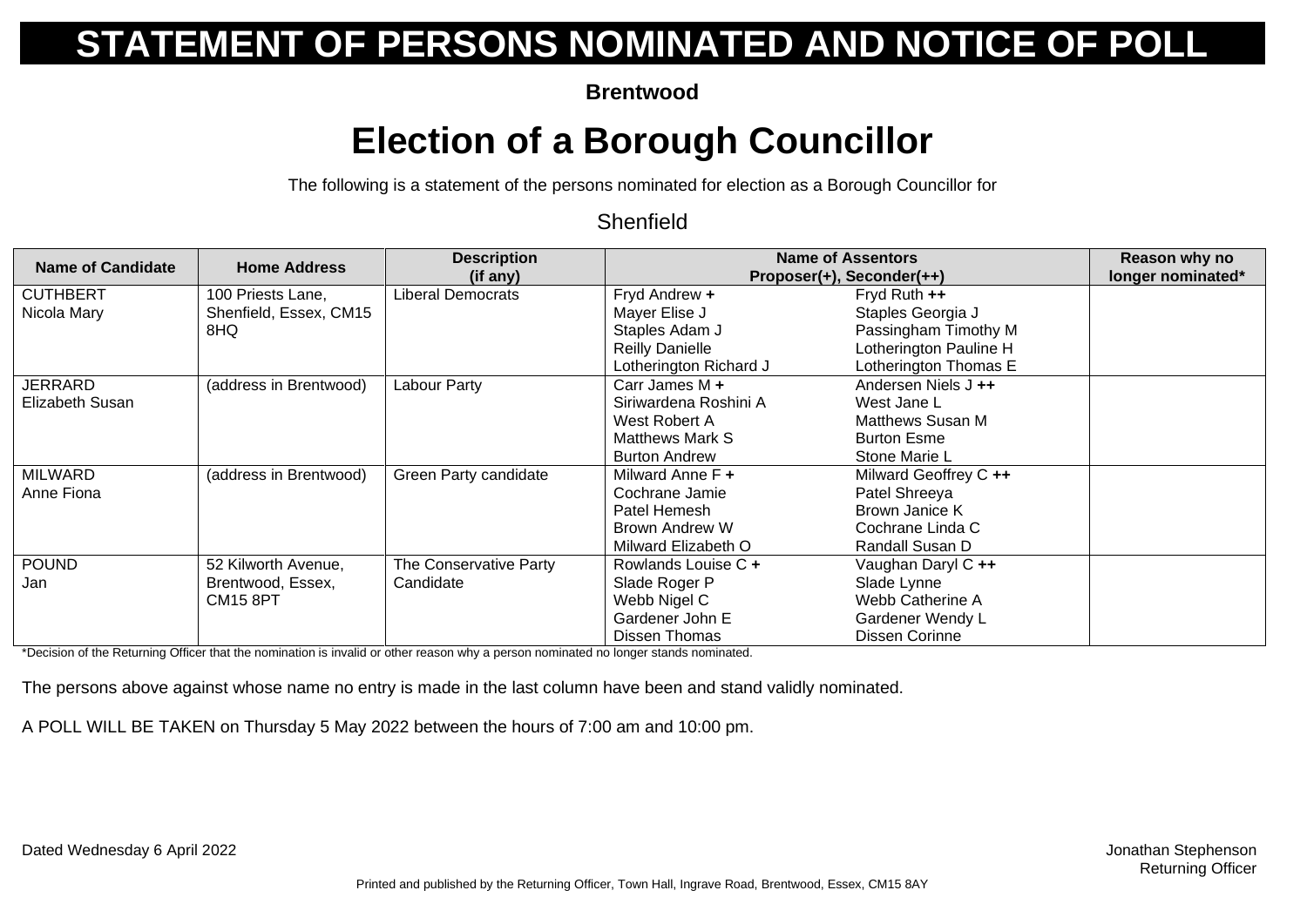# STATEMENT OF PERSONS NOMINATED AND NOTICE OF POLL

**Brentwood**

## Election of a Borough Councillor

The following is a statement of the persons nominated for election as a Borough Councillor for

Shenfield

| Name of Candidate | Home Address | Description (if any) | Name of Assentors Proposer(+), Seconder(++) | | Reason why no longer nominated* |
|---|---|---|---|---|---|
| CUTHBERT Nicola Mary | 100 Priests Lane, Shenfield, Essex, CM15 8HQ | Liberal Democrats | Fryd Andrew **+**<br>Mayer Elise J<br>Staples Adam J<br>Reilly Danielle<br>Lotherington Richard J | Fryd Ruth **++**<br>Staples Georgia J<br>Passingham Timothy M<br>Lotherington Pauline H<br>Lotherington Thomas E | |
| JERRARD Elizabeth Susan | (address in Brentwood) | Labour Party | Carr James M **+**<br>Siriwardena Roshini A<br>West Robert A<br>Matthews Mark S<br>Burton Andrew | Andersen Niels J **++**<br>West Jane L<br>Matthews Susan M<br>Burton Esme<br>Stone Marie L | |
| MILWARD Anne Fiona | (address in Brentwood) | Green Party candidate | Milward Anne F **+**<br>Cochrane Jamie<br>Patel Hemesh<br>Brown Andrew W<br>Milward Elizabeth O | Milward Geoffrey C **++**<br>Patel Shreeya<br>Brown Janice K<br>Cochrane Linda C<br>Randall Susan D | |
| POUND Jan | 52 Kilworth Avenue, Brentwood, Essex, CM15 8PT | The Conservative Party Candidate | Rowlands Louise C **+**<br>Slade Roger P<br>Webb Nigel C<br>Gardener John E<br>Dissen Thomas | Vaughan Daryl C **++**<br>Slade Lynne<br>Webb Catherine A<br>Gardener Wendy L<br>Dissen Corinne | |

*Decision of the Returning Officer that the nomination is invalid or other reason why a person nominated no longer stands nominated.

The persons above against whose name no entry is made in the last column have been and stand validly nominated.

A POLL WILL BE TAKEN on Thursday 5 May 2022 between the hours of 7:00 am and 10:00 pm.

Dated Wednesday 6 April 2022

Jonathan Stephenson
Returning Officer

Printed and published by the Returning Officer, Town Hall, Ingrave Road, Brentwood, Essex, CM15 8AY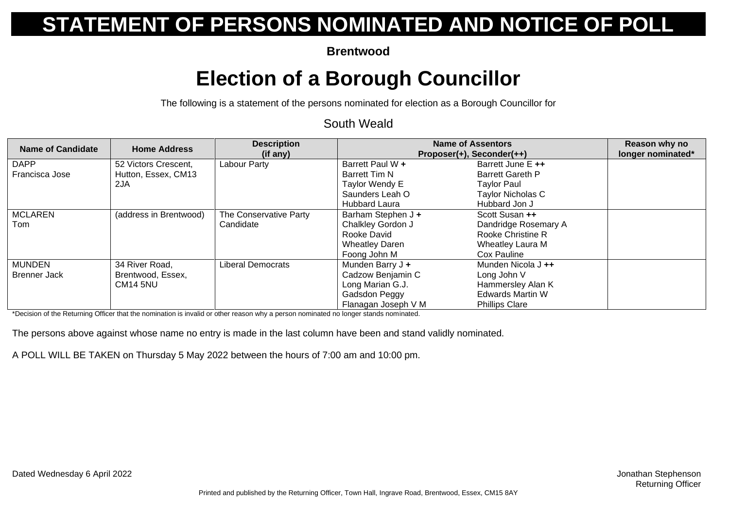# STATEMENT OF PERSONS NOMINATED AND NOTICE OF POLL

**Brentwood**

## Election of a Borough Councillor

The following is a statement of the persons nominated for election as a Borough Councillor for

South Weald

| Name of Candidate | Home Address | Description (if any) | Name of Assentors Proposer(+), Seconder(++) | | Reason why no longer nominated* |
|---|---|---|---|---|---|
| DAPP Francisca Jose | 52 Victors Crescent, Hutton, Essex, CM13 2JA | Labour Party | Barrett Paul W **+**<br>Barrett Tim N<br>Taylor Wendy E<br>Saunders Leah O<br>Hubbard Laura | Barrett June E **++**<br>Barrett Gareth P<br>Taylor Paul<br>Taylor Nicholas C<br>Hubbard Jon J | |
| MCLAREN Tom | (address in Brentwood) | The Conservative Party Candidate | Barham Stephen J **+**<br>Chalkley Gordon J<br>Rooke David<br>Wheatley Daren<br>Foong John M | Scott Susan **++**<br>Dandridge Rosemary A<br>Rooke Christine R<br>Wheatley Laura M<br>Cox Pauline | |
| MUNDEN Brenner Jack | 34 River Road, Brentwood, Essex, CM14 5NU | Liberal Democrats | Munden Barry J **+**<br>Cadzow Benjamin C<br>Long Marian G.J.<br>Gadsdon Peggy<br>Flanagan Joseph V M | Munden Nicola J **++**<br>Long John V<br>Hammersley Alan K<br>Edwards Martin W<br>Phillips Clare | |

*Decision of the Returning Officer that the nomination is invalid or other reason why a person nominated no longer stands nominated.

The persons above against whose name no entry is made in the last column have been and stand validly nominated.

A POLL WILL BE TAKEN on Thursday 5 May 2022 between the hours of 7:00 am and 10:00 pm.

Dated Wednesday 6 April 2022

Jonathan Stephenson
Returning Officer

Printed and published by the Returning Officer, Town Hall, Ingrave Road, Brentwood, Essex, CM15 8AY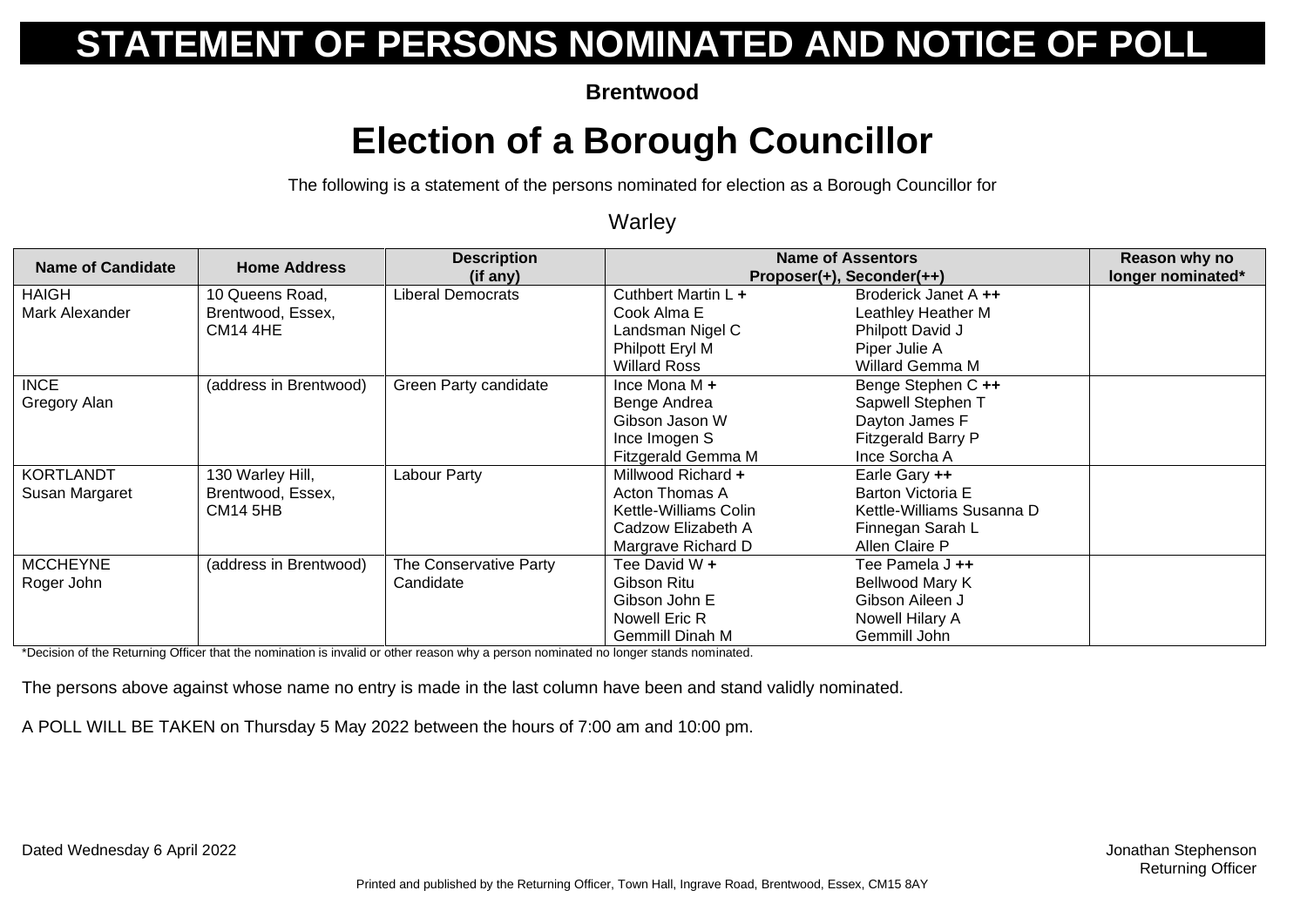# STATEMENT OF PERSONS NOMINATED AND NOTICE OF POLL

**Brentwood**

## Election of a Borough Councillor

The following is a statement of the persons nominated for election as a Borough Councillor for

Warley

| Name of Candidate | Home Address | Description (if any) | Name of Assentors Proposer(+), Seconder(++) | | Reason why no longer nominated* |
|---|---|---|---|---|---|
| HAIGH<br>Mark Alexander | 10 Queens Road,<br>Brentwood, Essex,<br>CM14 4HE | Liberal Democrats | Cuthbert Martin L **+**<br>Cook Alma E<br>Landsman Nigel C<br>Philpott Eryl M<br>Willard Ross | Broderick Janet A **++**<br>Leathley Heather M<br>Philpott David J<br>Piper Julie A<br>Willard Gemma M | |
| INCE<br>Gregory Alan | (address in Brentwood) | Green Party candidate | Ince Mona M **+**<br>Benge Andrea<br>Gibson Jason W<br>Ince Imogen S<br>Fitzgerald Gemma M | Benge Stephen C **++**<br>Sapwell Stephen T<br>Dayton James F<br>Fitzgerald Barry P<br>Ince Sorcha A | |
| KORTLANDT<br>Susan Margaret | 130 Warley Hill,<br>Brentwood, Essex,<br>CM14 5HB | Labour Party | Millwood Richard **+**<br>Acton Thomas A<br>Kettle-Williams Colin<br>Cadzow Elizabeth A<br>Margrave Richard D | Earle Gary **++**<br>Barton Victoria E<br>Kettle-Williams Susanna D<br>Finnegan Sarah L<br>Allen Claire P | |
| MCCHEYNE<br>Roger John | (address in Brentwood) | The Conservative Party Candidate | Tee David W **+**<br>Gibson Ritu<br>Gibson John E<br>Nowell Eric R<br>Gemmill Dinah M | Tee Pamela J **++**<br>Bellwood Mary K<br>Gibson Aileen J<br>Nowell Hilary A<br>Gemmill John | |

*Decision of the Returning Officer that the nomination is invalid or other reason why a person nominated no longer stands nominated.

The persons above against whose name no entry is made in the last column have been and stand validly nominated.

A POLL WILL BE TAKEN on Thursday 5 May 2022 between the hours of 7:00 am and 10:00 pm.

Dated Wednesday 6 April 2022

Jonathan Stephenson
Returning Officer

Printed and published by the Returning Officer, Town Hall, Ingrave Road, Brentwood, Essex, CM15 8AY